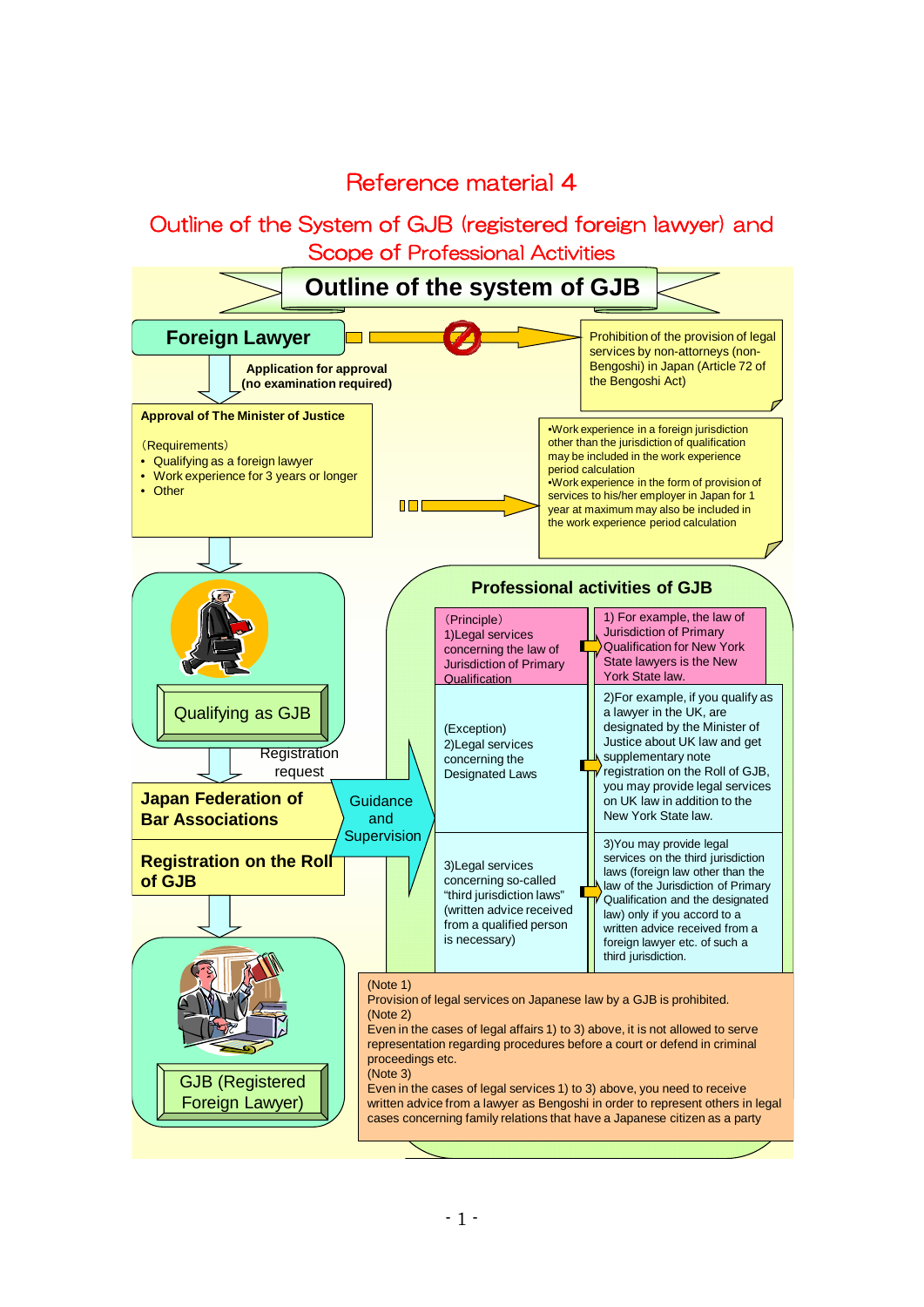# Reference material 4

## Outline of the System of GJB (registered foreign lawyer) and Scope of Professional Activities

### Outline of the system of GJB

**Foreign Lawyer**

Prohibition of the provision of legal services by non-attorneys (non-Bengoshi) in Japan (Article 72 of the Bengoshi Act)

**Application for approval (no examination required)**

**Approval of The Minister of Justice**

(Requirements)

- Qualifying as a foreign lawyer
- Work experience for 3 years or longer
- Other

•Work experience in a foreign jurisdiction other than the jurisdiction of qualification may be included in the work experience period calculation
•Work experience in the form of provision of services to his/her employer in Japan for 1 year at maximum may also be included in the work experience period calculation

Qualifying as GJB

Registration request

**Japan Federation of Bar Associations**

**Registration on the Roll of GJB**

Guidance and Supervision

GJB (Registered Foreign Lawyer)

### Professional activities of GJB

| | |
|---|---|
| (Principle) 1)Legal services concerning the law of Jurisdiction of Primary Qualification | 1) For example, the law of Jurisdiction of Primary Qualification for New York State lawyers is the New York State law. |
| (Exception) 2)Legal services concerning the Designated Laws | 2)For example, if you qualify as a lawyer in the UK, are designated by the Minister of Justice about UK law and get supplementary note registration on the Roll of GJB, you may provide legal services on UK law in addition to the New York State law. |
| 3)Legal services concerning so-called "third jurisdiction laws" (written advice received from a qualified person is necessary) | 3)You may provide legal services on the third jurisdiction laws (foreign law other than the law of the Jurisdiction of Primary Qualification and the designated law) only if you accord to a written advice received from a foreign lawyer etc. of such a third jurisdiction. |

(Note 1)
Provision of legal services on Japanese law by a GJB is prohibited.
(Note 2)
Even in the cases of legal affairs 1) to 3) above, it is not allowed to serve representation regarding procedures before a court or defend in criminal proceedings etc.
(Note 3)
Even in the cases of legal services 1) to 3) above, you need to receive written advice from a lawyer as Bengoshi in order to represent others in legal cases concerning family relations that have a Japanese citizen as a party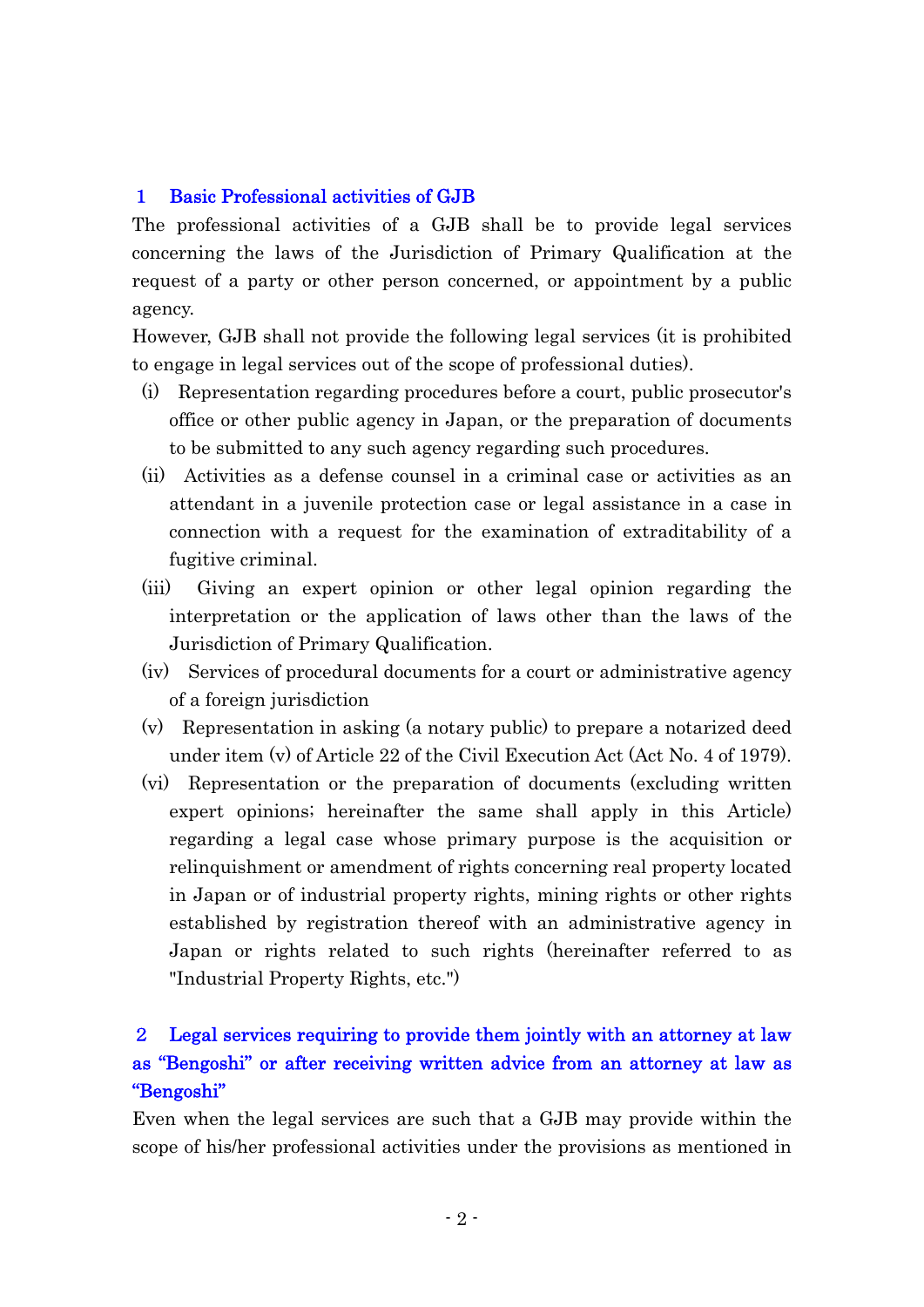## 1 Basic Professional activities of GJB

The professional activities of a GJB shall be to provide legal services concerning the laws of the Jurisdiction of Primary Qualification at the request of a party or other person concerned, or appointment by a public agency.

However, GJB shall not provide the following legal services (it is prohibited to engage in legal services out of the scope of professional duties).

(i) Representation regarding procedures before a court, public prosecutor's office or other public agency in Japan, or the preparation of documents to be submitted to any such agency regarding such procedures.

(ii) Activities as a defense counsel in a criminal case or activities as an attendant in a juvenile protection case or legal assistance in a case in connection with a request for the examination of extraditability of a fugitive criminal.

(iii) Giving an expert opinion or other legal opinion regarding the interpretation or the application of laws other than the laws of the Jurisdiction of Primary Qualification.

(iv) Services of procedural documents for a court or administrative agency of a foreign jurisdiction

(v) Representation in asking (a notary public) to prepare a notarized deed under item (v) of Article 22 of the Civil Execution Act (Act No. 4 of 1979).

(vi) Representation or the preparation of documents (excluding written expert opinions; hereinafter the same shall apply in this Article) regarding a legal case whose primary purpose is the acquisition or relinquishment or amendment of rights concerning real property located in Japan or of industrial property rights, mining rights or other rights established by registration thereof with an administrative agency in Japan or rights related to such rights (hereinafter referred to as "Industrial Property Rights, etc.")

## 2 Legal services requiring to provide them jointly with an attorney at law as "Bengoshi" or after receiving written advice from an attorney at law as "Bengoshi"

Even when the legal services are such that a GJB may provide within the scope of his/her professional activities under the provisions as mentioned in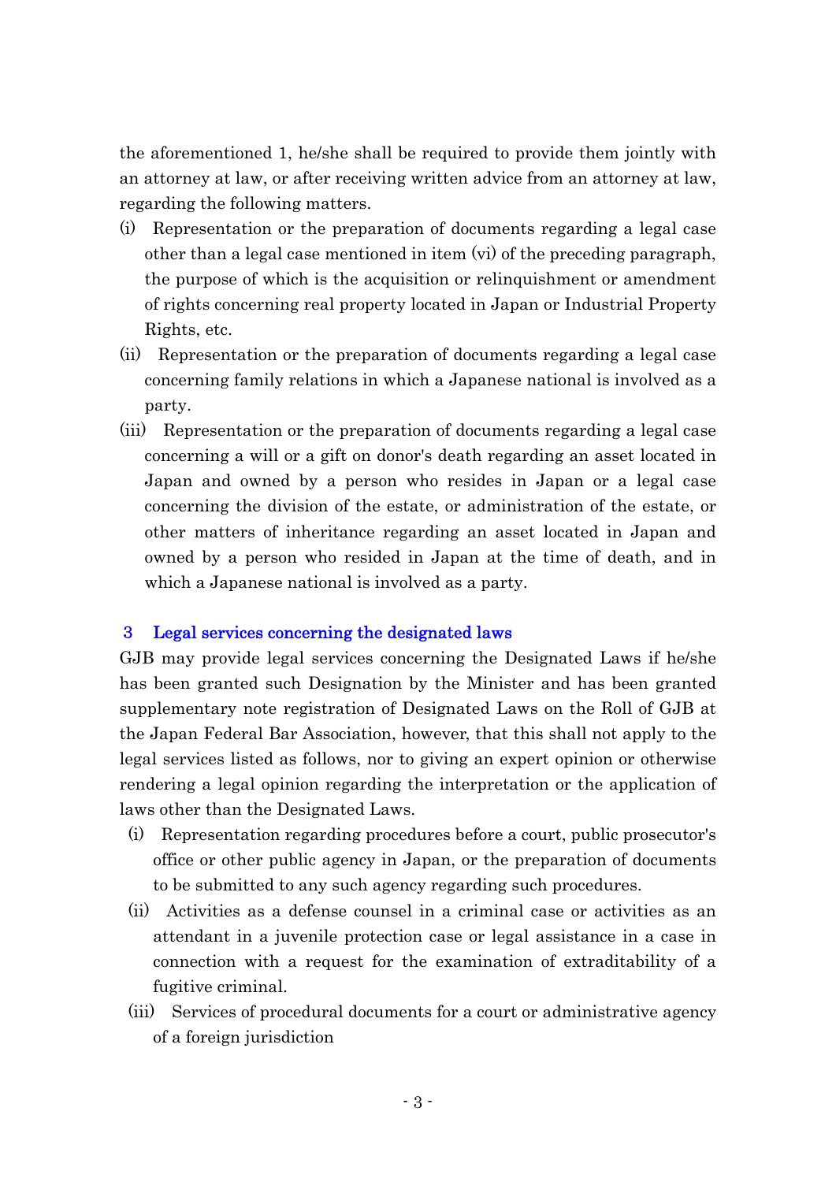the aforementioned 1, he/she shall be required to provide them jointly with an attorney at law, or after receiving written advice from an attorney at law, regarding the following matters.

(i) Representation or the preparation of documents regarding a legal case other than a legal case mentioned in item (vi) of the preceding paragraph, the purpose of which is the acquisition or relinquishment or amendment of rights concerning real property located in Japan or Industrial Property Rights, etc.

(ii) Representation or the preparation of documents regarding a legal case concerning family relations in which a Japanese national is involved as a party.

(iii) Representation or the preparation of documents regarding a legal case concerning a will or a gift on donor's death regarding an asset located in Japan and owned by a person who resides in Japan or a legal case concerning the division of the estate, or administration of the estate, or other matters of inheritance regarding an asset located in Japan and owned by a person who resided in Japan at the time of death, and in which a Japanese national is involved as a party.

### 3 Legal services concerning the designated laws

GJB may provide legal services concerning the Designated Laws if he/she has been granted such Designation by the Minister and has been granted supplementary note registration of Designated Laws on the Roll of GJB at the Japan Federal Bar Association, however, that this shall not apply to the legal services listed as follows, nor to giving an expert opinion or otherwise rendering a legal opinion regarding the interpretation or the application of laws other than the Designated Laws.

(i) Representation regarding procedures before a court, public prosecutor's office or other public agency in Japan, or the preparation of documents to be submitted to any such agency regarding such procedures.

(ii) Activities as a defense counsel in a criminal case or activities as an attendant in a juvenile protection case or legal assistance in a case in connection with a request for the examination of extraditability of a fugitive criminal.

(iii) Services of procedural documents for a court or administrative agency of a foreign jurisdiction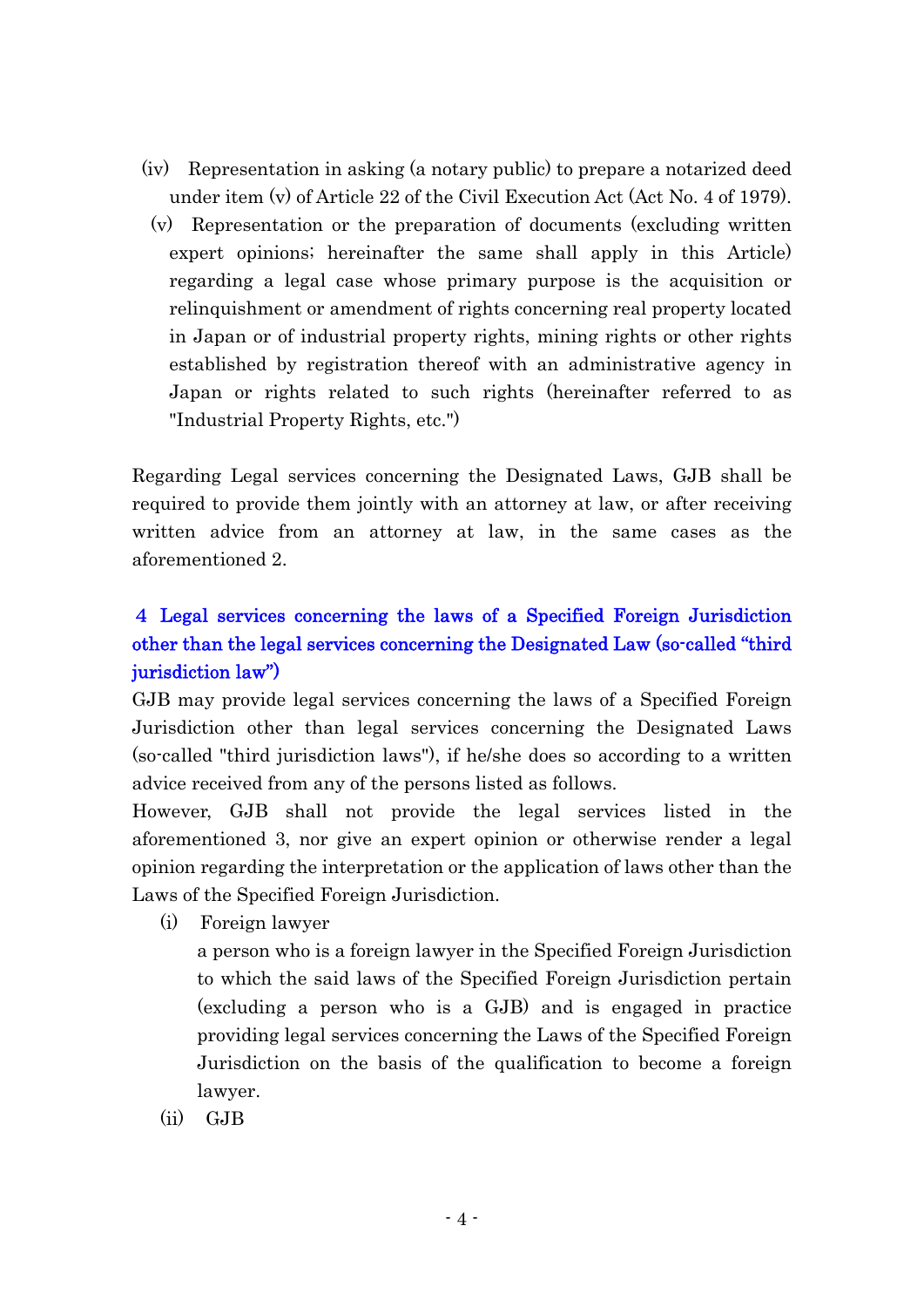(iv) Representation in asking (a notary public) to prepare a notarized deed under item (v) of Article 22 of the Civil Execution Act (Act No. 4 of 1979).

(v) Representation or the preparation of documents (excluding written expert opinions; hereinafter the same shall apply in this Article) regarding a legal case whose primary purpose is the acquisition or relinquishment or amendment of rights concerning real property located in Japan or of industrial property rights, mining rights or other rights established by registration thereof with an administrative agency in Japan or rights related to such rights (hereinafter referred to as "Industrial Property Rights, etc.")

Regarding Legal services concerning the Designated Laws, GJB shall be required to provide them jointly with an attorney at law, or after receiving written advice from an attorney at law, in the same cases as the aforementioned 2.

## 4 Legal services concerning the laws of a Specified Foreign Jurisdiction other than the legal services concerning the Designated Law (so-called "third jurisdiction law")

GJB may provide legal services concerning the laws of a Specified Foreign Jurisdiction other than legal services concerning the Designated Laws (so-called "third jurisdiction laws"), if he/she does so according to a written advice received from any of the persons listed as follows.

However, GJB shall not provide the legal services listed in the aforementioned 3, nor give an expert opinion or otherwise render a legal opinion regarding the interpretation or the application of laws other than the Laws of the Specified Foreign Jurisdiction.

(i) Foreign lawyer

a person who is a foreign lawyer in the Specified Foreign Jurisdiction to which the said laws of the Specified Foreign Jurisdiction pertain (excluding a person who is a GJB) and is engaged in practice providing legal services concerning the Laws of the Specified Foreign Jurisdiction on the basis of the qualification to become a foreign lawyer.

(ii) GJB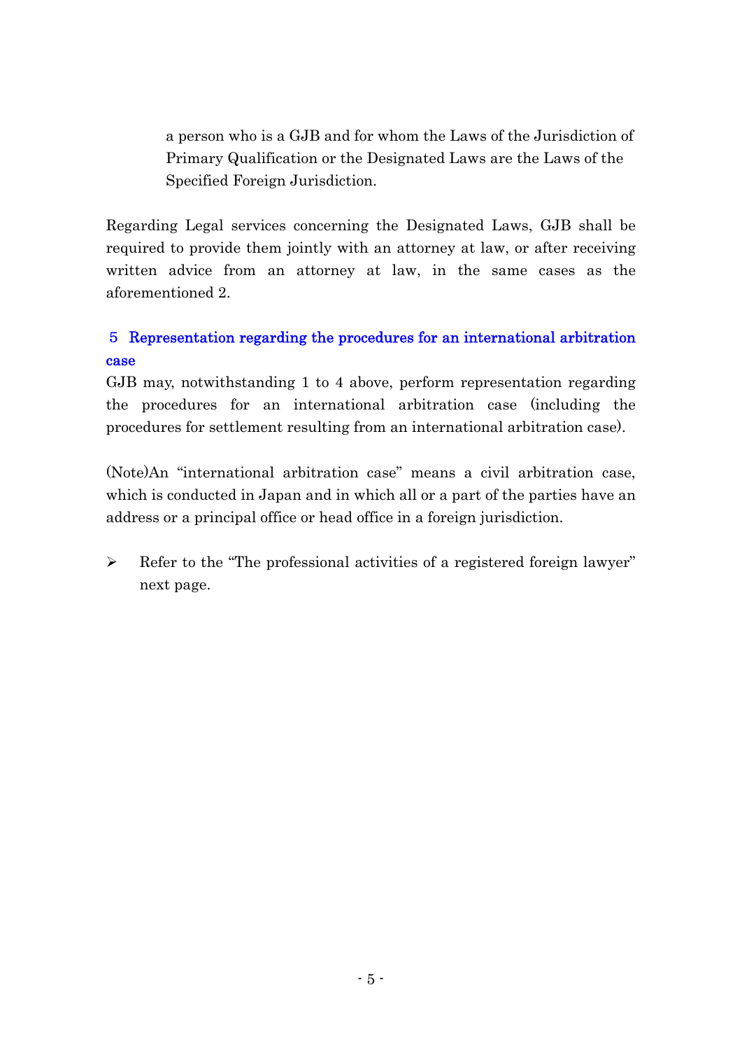a person who is a GJB and for whom the Laws of the Jurisdiction of Primary Qualification or the Designated Laws are the Laws of the Specified Foreign Jurisdiction.

Regarding Legal services concerning the Designated Laws, GJB shall be required to provide them jointly with an attorney at law, or after receiving written advice from an attorney at law, in the same cases as the aforementioned 2.

### 5 Representation regarding the procedures for an international arbitration case

GJB may, notwithstanding 1 to 4 above, perform representation regarding the procedures for an international arbitration case (including the procedures for settlement resulting from an international arbitration case).

(Note)An "international arbitration case" means a civil arbitration case, which is conducted in Japan and in which all or a part of the parties have an address or a principal office or head office in a foreign jurisdiction.

- Refer to the "The professional activities of a registered foreign lawyer" next page.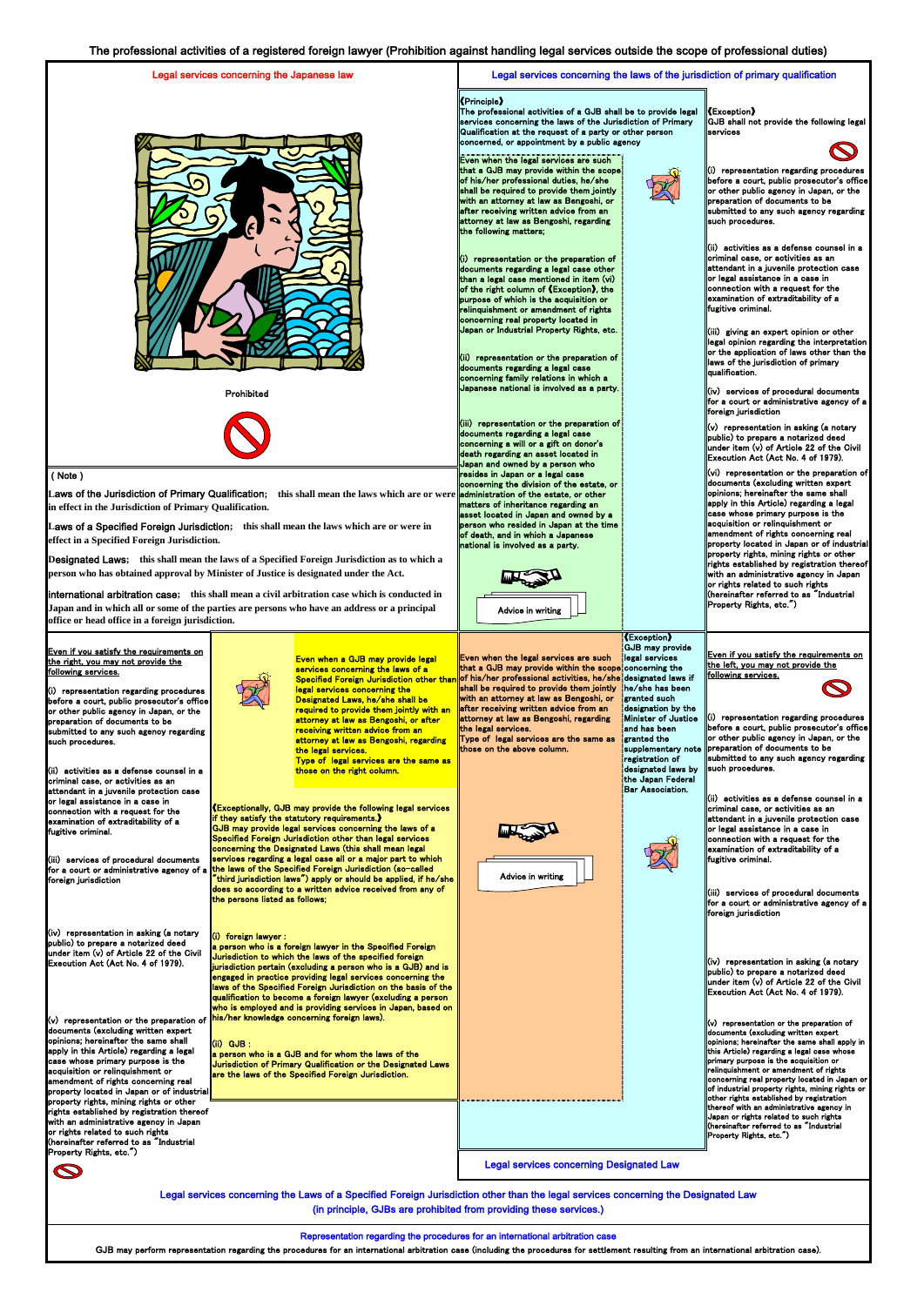# The professional activities of a registered foreign lawyer (Prohibition against handling legal services outside the scope of professional duties)

## Legal services concerning the Japanese law

Prohibited

( Note )

**Laws of the Jurisdiction of Primary Qualification;** this shall mean the laws which are or were in effect in the Jurisdiction of Primary Qualification.

**Laws of a Specified Foreign Jurisdiction;** this shall mean the laws which are or were in effect in a Specified Foreign Jurisdiction.

**Designated Laws;** this shall mean the laws of a Specified Foreign Jurisdiction as to which a person who has obtained approval by Minister of Justice is designated under the Act.

**International arbitration case;** this shall mean a civil arbitration case which is conducted in Japan and in which all or some of the parties are persons who have an address or a principal office or head office in a foreign jurisdiction.

## Legal services concerning the laws of the jurisdiction of primary qualification

【Principle】
The professional activities of a GJB shall be to provide legal services concerning the laws of the Jurisdiction of Primary Qualification at the request of a party or other person concerned, or appointment by a public agency

Even when the legal services are such that a GJB may provide within the scope of his/her professional duties, he/she shall be required to provide them jointly with an attorney at law as Bengoshi, or after receiving written advice from an attorney at law as Bengoshi, regarding the following matters;

(i) representation or the preparation of documents regarding a legal case other than a legal case mentioned in item (vi) of the right column of 【Exception】, the purpose of which is the acquisition or relinquishment or amendment of rights concerning real property located in Japan or Industrial Property Rights, etc.

(ii) representation or the preparation of documents regarding a legal case concerning family relations in which a Japanese national is involved as a party.

(iii) representation or the preparation of documents regarding a legal case concerning a will or a gift on donor's death regarding an asset located in Japan and owned by a person who resides in Japan or a legal case concerning the division of the estate, or other administration of the estate, or other matters of inheritance regarding an asset located in Japan and owned by a person who resided in Japan at the time of death, and in which a Japanese national is involved as a party.

Advice in writing

【Exception】
GJB shall not provide the following legal services

(i) representation regarding procedures before a court, public prosecutor's office or other public agency in Japan, or the preparation of documents to be submitted to any such agency regarding such procedures.

(ii) activities as a defense counsel in a criminal case, or activities as an attendant in a juvenile protection case or legal assistance in a case in connection with a request for the examination of extraditability of a fugitive criminal.

(iii) giving an expert opinion or other legal opinion regarding the interpretation or the application of laws other than the laws of the jurisdiction of primary qualification.

(iv) services of procedural documents for a court or administrative agency of a foreign jurisdiction

(v) representation in asking (a notary public) to prepare a notarized deed under item (v) of Article 22 of the Civil Execution Act (Act No. 4 of 1979).

(vi) representation or the preparation of documents (excluding written expert opinions; hereinafter the same shall apply in this Article) regarding a legal case whose primary purpose is the acquisition or relinquishment or amendment of rights concerning real property located in Japan or of industrial property rights, mining rights or other rights established by registration thereof with an administrative agency in Japan or rights related to such rights (hereinafter referred to as "Industrial Property Rights, etc.")

## Legal services concerning the Laws of a Specified Foreign Jurisdiction other than the legal services concerning the Designated Law (in principle, GJBs are prohibited from providing these services.)

Even if you satisfy the requirements on the right, you may not provide the following services.

(i) representation regarding procedures before a court, public prosecutor's office or other public agency in Japan, or the preparation of documents to be submitted to any such agency regarding such procedures.

(ii) activities as a defense counsel in a criminal case, or activities as an attendant in a juvenile protection case or legal assistance in a case in connection with a request for the examination of extraditability of a fugitive criminal.

(iii) services of procedural documents for a court or administrative agency of a foreign jurisdiction

(iv) representation in asking (a notary public) to prepare a notarized deed under item (v) of Article 22 of the Civil Execution Act (Act No. 4 of 1979).

(v) representation or the preparation of documents (excluding written expert opinions; hereinafter the same shall apply in this Article) regarding a legal case whose primary purpose is the acquisition or relinquishment or amendment of rights concerning real property located in Japan or of industrial property rights, mining rights or other rights established by registration thereof with an administrative agency in Japan or rights related to such rights (hereinafter referred to as "Industrial Property Rights, etc.")

Even when a GJB may provide legal services concerning the laws of a Specified Foreign Jurisdiction other than legal services concerning the Designated Laws, he/she shall be required to provide them jointly with an attorney at law as Bengoshi, or after receiving written advice from an attorney at law as Bengoshi, regarding the legal services.
Type of legal services are the same as those on the right column.

【Exceptionally, GJB may provide the following legal services if they satisfy the statutory requirements.】
GJB may provide legal services concerning the laws of a Specified Foreign Jurisdiction other than legal services concerning the Designated Laws (this shall mean legal services regarding a legal case all or a major part to which the laws of the Specified Foreign Jurisdiction (so-called "third jurisdiction laws") apply or should be applied, if he/she does so according to a written advice received from any of the persons listed as follows;

(i) foreign lawyer :
a person who is a foreign lawyer in the Specified Foreign Jurisdiction to which the laws of the specified foreign jurisdiction pertain (excluding a person who is a GJB) and is engaged in practice providing legal services concerning the laws of the Specified Foreign Jurisdiction on the basis of the qualification to become a foreign lawyer (excluding a person who is employed and is providing services in Japan, based on his/her knowledge concerning foreign laws).

(ii) GJB :
a person who is a GJB and for whom the laws of the Jurisdiction of Primary Qualification or the Designated Laws are the laws of the Specified Foreign Jurisdiction.

## Legal services concerning Designated Law

Even when the legal services are such that a GJB may provide within the scope of his/her professional activities, he/she shall be required to provide them jointly with an attorney at law as Bengoshi, or after receiving written advice from an attorney at law as Bengoshi, regarding the legal services.
Type of legal services are the same as those on the above column.

Advice in writing

【Exception】
GJB may provide legal services concerning the designated laws if he/she has been granted such designation by the Minister of Justice and has been granted the supplementary note registration of designated laws by the Japan Federal Bar Association.

Even if you satisfy the requirements on the left, you may not provide the following services.

(i) representation regarding procedures before a court, public prosecutor's office or other public agency in Japan, or the preparation of documents to be submitted to any such agency regarding such procedures.

(ii) activities as a defense counsel in a criminal case, or activities as an attendant in a juvenile protection case or legal assistance in a case in connection with a request for the examination of extraditability of a fugitive criminal.

(iii) services of procedural documents for a court or administrative agency of a foreign jurisdiction

(iv) representation in asking (a notary public) to prepare a notarized deed under item (v) of Article 22 of the Civil Execution Act (Act No. 4 of 1979).

(v) representation or the preparation of documents (excluding written expert opinions; hereinafter the same shall apply in this Article) regarding a legal case whose primary purpose is the acquisition or relinquishment or amendment of rights concerning real property located in Japan or of industrial property rights, mining rights or other rights established by registration thereof with an administrative agency in Japan or rights related to such rights (hereinafter referred to as "Industrial Property Rights, etc.")

## Representation regarding the procedures for an international arbitration case

GJB may perform representation regarding the procedures for an international arbitration case (including the procedures for settlement resulting from an international arbitration case).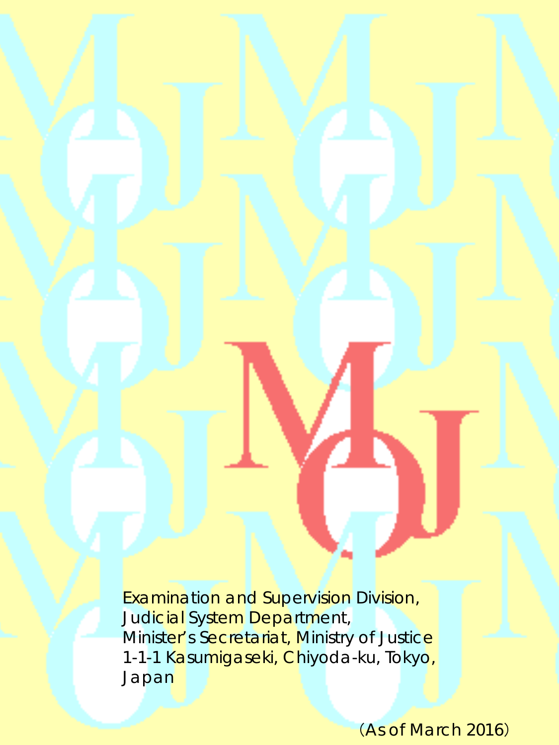Examination and Supervision Division,
Judicial System Department,
Minister's Secretariat, Ministry of Justice
1-1-1 Kasumigaseki, Chiyoda-ku, Tokyo,
Japan

(As of March 2016)